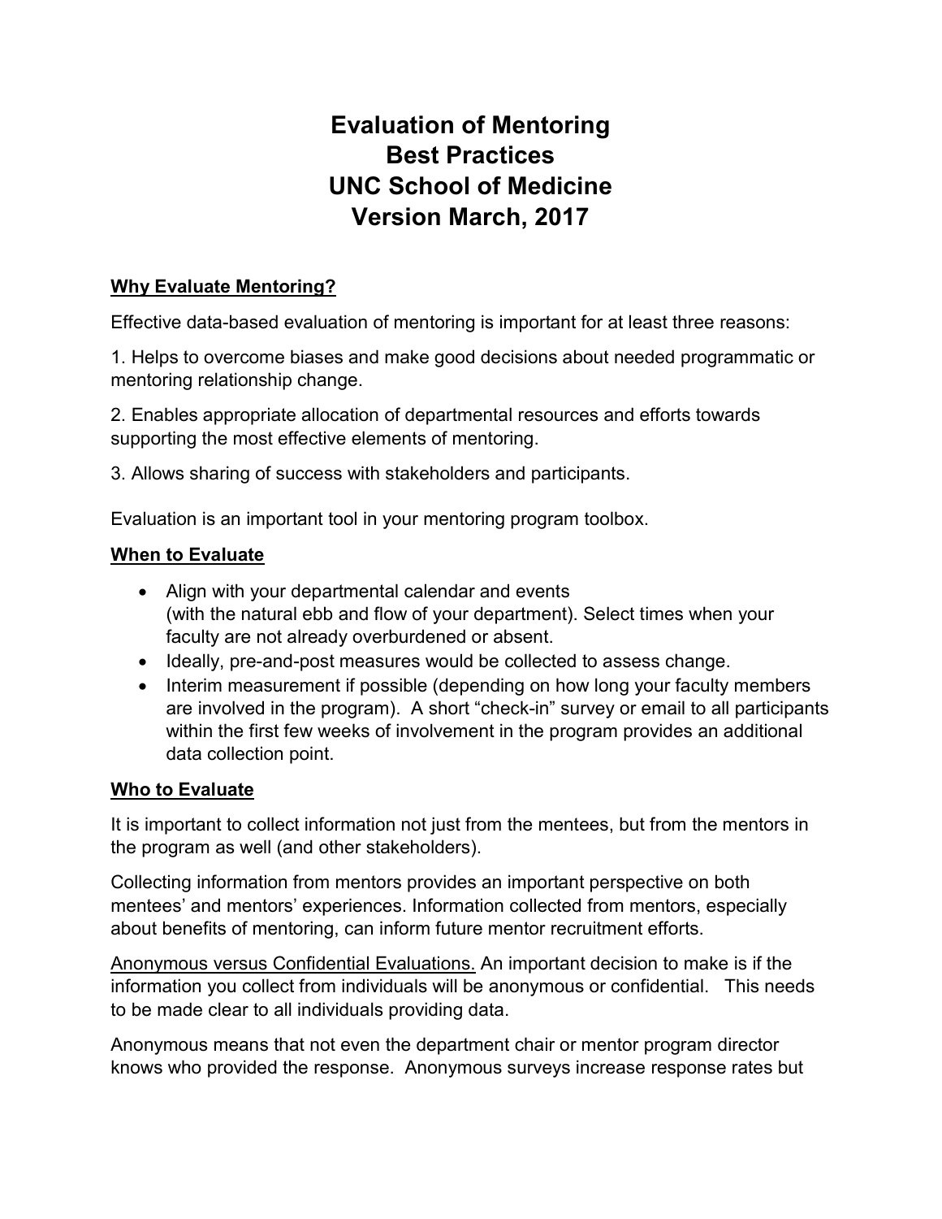# Evaluation of Mentoring
# Best Practices
# UNC School of Medicine
# Version March, 2017

## Why Evaluate Mentoring?

Effective data-based evaluation of mentoring is important for at least three reasons:

1. Helps to overcome biases and make good decisions about needed programmatic or mentoring relationship change.

2. Enables appropriate allocation of departmental resources and efforts towards supporting the most effective elements of mentoring.

3. Allows sharing of success with stakeholders and participants.

Evaluation is an important tool in your mentoring program toolbox.

## When to Evaluate

- Align with your departmental calendar and events (with the natural ebb and flow of your department). Select times when your faculty are not already overburdened or absent.
- Ideally, pre-and-post measures would be collected to assess change.
- Interim measurement if possible (depending on how long your faculty members are involved in the program). A short "check-in" survey or email to all participants within the first few weeks of involvement in the program provides an additional data collection point.

## Who to Evaluate

It is important to collect information not just from the mentees, but from the mentors in the program as well (and other stakeholders).

Collecting information from mentors provides an important perspective on both mentees' and mentors' experiences. Information collected from mentors, especially about benefits of mentoring, can inform future mentor recruitment efforts.

Anonymous versus Confidential Evaluations. An important decision to make is if the information you collect from individuals will be anonymous or confidential. This needs to be made clear to all individuals providing data.

Anonymous means that not even the department chair or mentor program director knows who provided the response. Anonymous surveys increase response rates but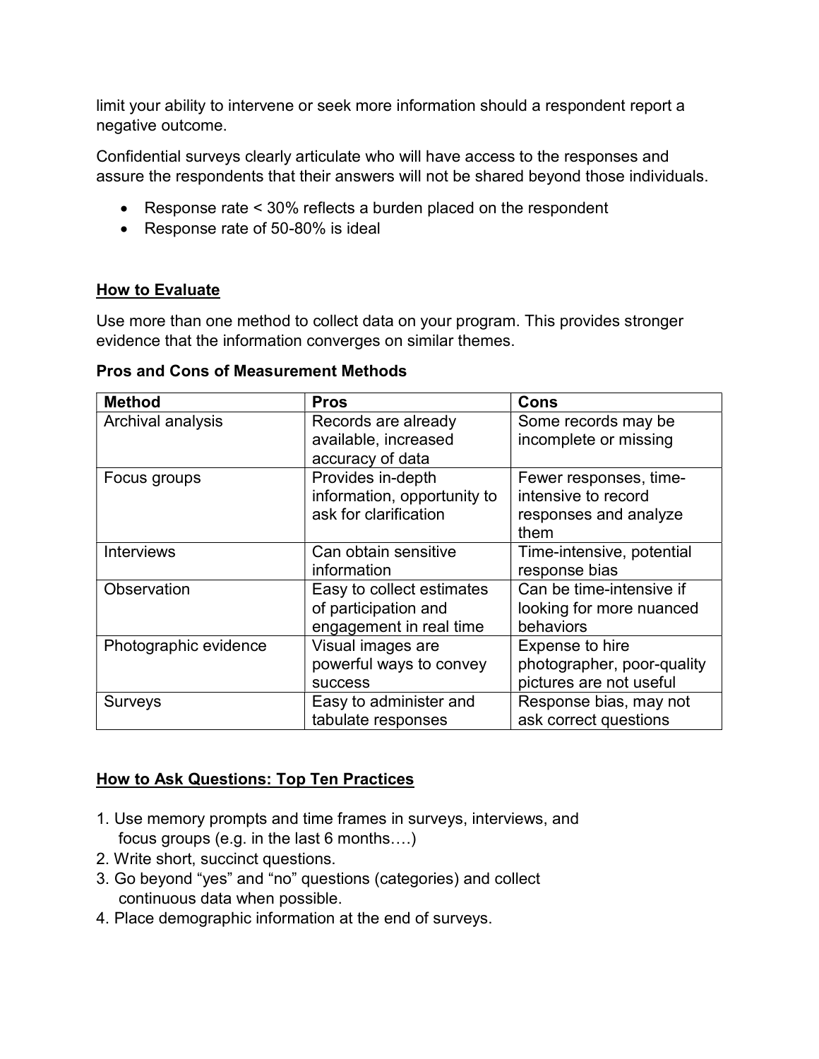limit your ability to intervene or seek more information should a respondent report a negative outcome.

Confidential surveys clearly articulate who will have access to the responses and assure the respondents that their answers will not be shared beyond those individuals.

- Response rate < 30% reflects a burden placed on the respondent
- Response rate of 50-80% is ideal

## How to Evaluate

Use more than one method to collect data on your program. This provides stronger evidence that the information converges on similar themes.

**Pros and Cons of Measurement Methods**

| Method | Pros | Cons |
|---|---|---|
| Archival analysis | Records are already available, increased accuracy of data | Some records may be incomplete or missing |
| Focus groups | Provides in-depth information, opportunity to ask for clarification | Fewer responses, time-intensive to record responses and analyze them |
| Interviews | Can obtain sensitive information | Time-intensive, potential response bias |
| Observation | Easy to collect estimates of participation and engagement in real time | Can be time-intensive if looking for more nuanced behaviors |
| Photographic evidence | Visual images are powerful ways to convey success | Expense to hire photographer, poor-quality pictures are not useful |
| Surveys | Easy to administer and tabulate responses | Response bias, may not ask correct questions |

## How to Ask Questions: Top Ten Practices

1. Use memory prompts and time frames in surveys, interviews, and focus groups (e.g. in the last 6 months….)
2. Write short, succinct questions.
3. Go beyond "yes" and "no" questions (categories) and collect continuous data when possible.
4. Place demographic information at the end of surveys.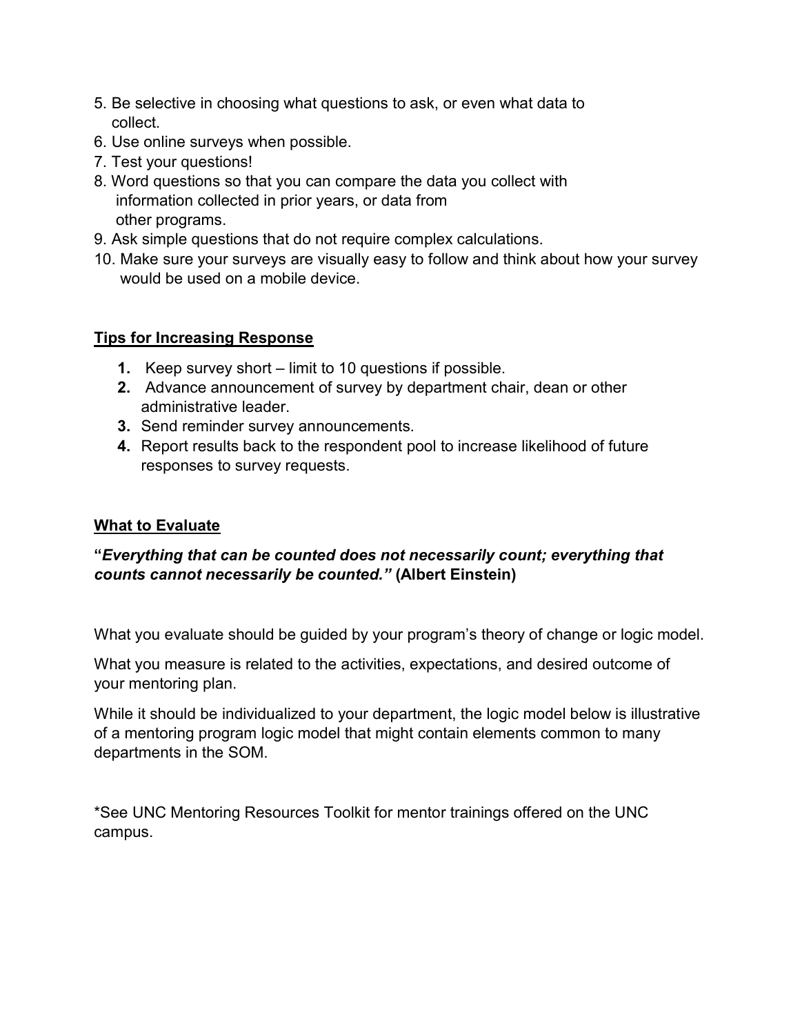5. Be selective in choosing what questions to ask, or even what data to collect.
6. Use online surveys when possible.
7. Test your questions!
8. Word questions so that you can compare the data you collect with information collected in prior years, or data from other programs.
9. Ask simple questions that do not require complex calculations.
10. Make sure your surveys are visually easy to follow and think about how your survey would be used on a mobile device.

## Tips for Increasing Response

1. Keep survey short – limit to 10 questions if possible.
2. Advance announcement of survey by department chair, dean or other administrative leader.
3. Send reminder survey announcements.
4. Report results back to the respondent pool to increase likelihood of future responses to survey requests.

## What to Evaluate

**"*Everything that can be counted does not necessarily count; everything that counts cannot necessarily be counted.*" (Albert Einstein)**

What you evaluate should be guided by your program's theory of change or logic model.

What you measure is related to the activities, expectations, and desired outcome of your mentoring plan.

While it should be individualized to your department, the logic model below is illustrative of a mentoring program logic model that might contain elements common to many departments in the SOM.

*See UNC Mentoring Resources Toolkit for mentor trainings offered on the UNC campus.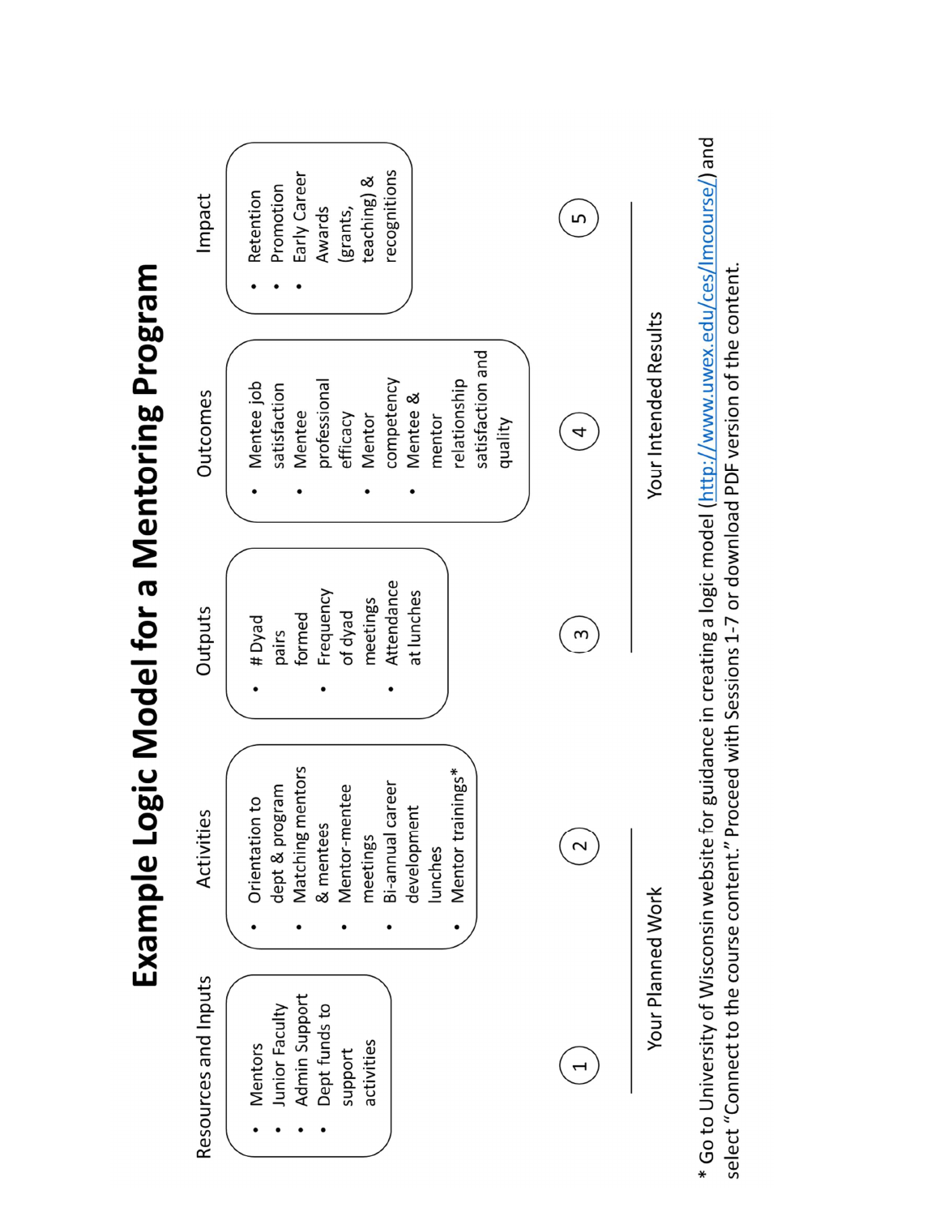# Example Logic Model for a Mentoring Program

| Resources and Inputs | Activities | Outputs | Outcomes | Impact |
| --- | --- | --- | --- | --- |
| • Mentors<br>• Junior Faculty<br>• Admin Support<br>• Dept funds to support activities | • Orientation to dept & program<br>• Matching mentors & mentees<br>• Mentor-mentee meetings<br>• Bi-annual career development lunches<br>• Mentor trainings* | • # Dyad pairs formed<br>• Frequency of dyad meetings<br>• Attendance at lunches | • Mentee job satisfaction<br>• Mentee professional efficacy<br>• Mentor competency<br>• Mentee & mentor relationship satisfaction and quality | • Retention<br>• Promotion<br>• Early Career Awards (grants, teaching) & recognitions |
| 1 | 2 | 3 | 4 | 5 |
| Your Planned Work | | Your Intended Results | | |

\* Go to University of Wisconsin website for guidance in creating a logic model (http://www.uwex.edu/ces/lmcourse/) and select "Connect to the course content." Proceed with Sessions 1-7 or download PDF version of the content.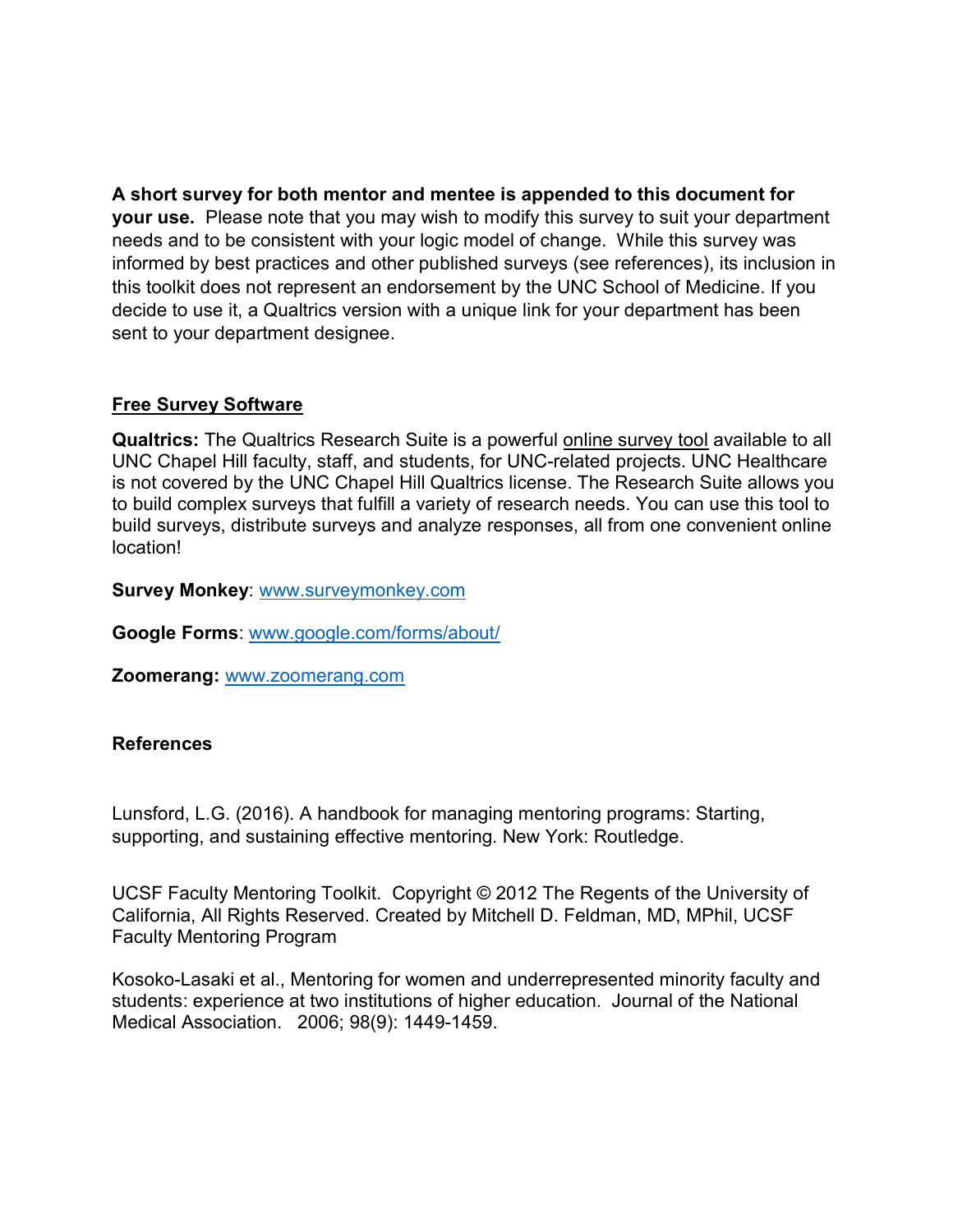**A short survey for both mentor and mentee is appended to this document for your use.** Please note that you may wish to modify this survey to suit your department needs and to be consistent with your logic model of change. While this survey was informed by best practices and other published surveys (see references), its inclusion in this toolkit does not represent an endorsement by the UNC School of Medicine. If you decide to use it, a Qualtrics version with a unique link for your department has been sent to your department designee.

## Free Survey Software

**Qualtrics:** The Qualtrics Research Suite is a powerful online survey tool available to all UNC Chapel Hill faculty, staff, and students, for UNC-related projects. UNC Healthcare is not covered by the UNC Chapel Hill Qualtrics license. The Research Suite allows you to build complex surveys that fulfill a variety of research needs. You can use this tool to build surveys, distribute surveys and analyze responses, all from one convenient online location!

**Survey Monkey**: www.surveymonkey.com

**Google Forms**: www.google.com/forms/about/

**Zoomerang:** www.zoomerang.com

## References

Lunsford, L.G. (2016). A handbook for managing mentoring programs: Starting, supporting, and sustaining effective mentoring. New York: Routledge.

UCSF Faculty Mentoring Toolkit. Copyright © 2012 The Regents of the University of California, All Rights Reserved. Created by Mitchell D. Feldman, MD, MPhil, UCSF Faculty Mentoring Program

Kosoko-Lasaki et al., Mentoring for women and underrepresented minority faculty and students: experience at two institutions of higher education. Journal of the National Medical Association. 2006; 98(9): 1449-1459.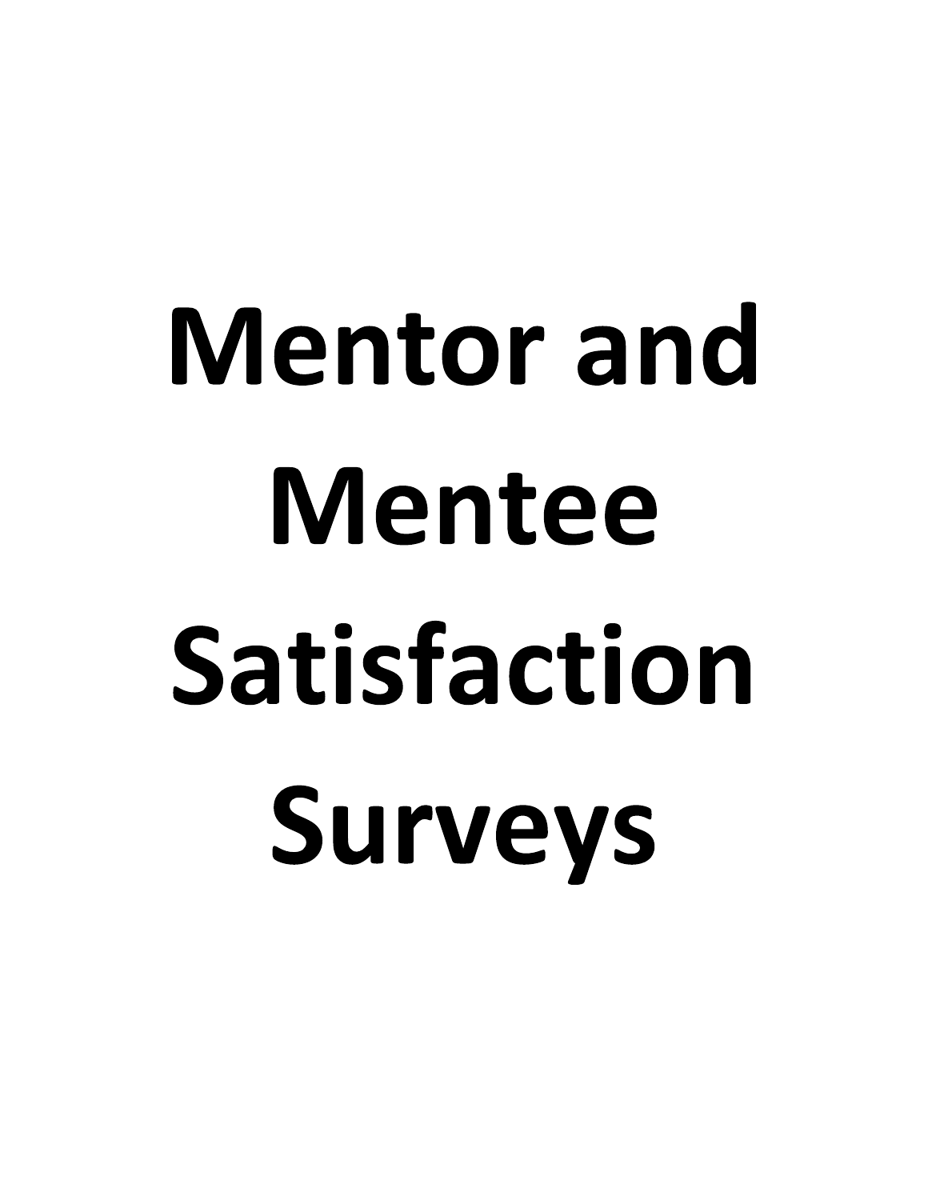# Mentor and Mentee Satisfaction Surveys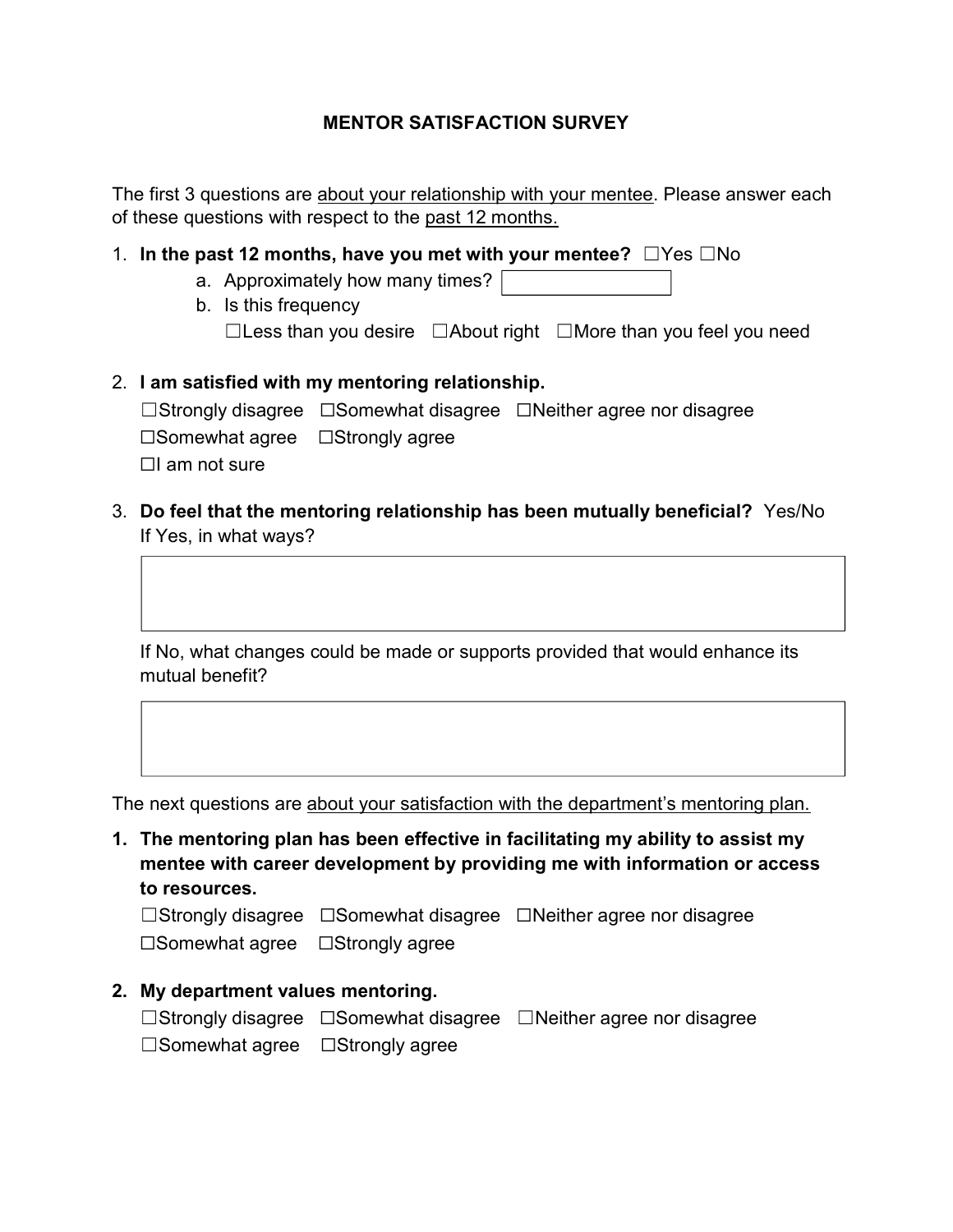# MENTOR SATISFACTION SURVEY

The first 3 questions are <u>about your relationship with your mentee</u>. Please answer each of these questions with respect to the <u>past 12 months.</u>

1. **In the past 12 months, have you met with your mentee?** ☐Yes ☐No
   a. Approximately how many times? [ ]
   b. Is this frequency
      ☐Less than you desire ☐About right ☐More than you feel you need

2. **I am satisfied with my mentoring relationship.**
   ☐Strongly disagree ☐Somewhat disagree ☐Neither agree nor disagree
   ☐Somewhat agree ☐Strongly agree
   ☐I am not sure

3. **Do feel that the mentoring relationship has been mutually beneficial?** Yes/No
   If Yes, in what ways?

   [ ]

   If No, what changes could be made or supports provided that would enhance its mutual benefit?

   [ ]

The next questions are <u>about your satisfaction with the department's mentoring plan.</u>

1. **The mentoring plan has been effective in facilitating my ability to assist my mentee with career development by providing me with information or access to resources.**
   ☐Strongly disagree ☐Somewhat disagree ☐Neither agree nor disagree
   ☐Somewhat agree ☐Strongly agree

2. **My department values mentoring.**
   ☐Strongly disagree ☐Somewhat disagree ☐Neither agree nor disagree
   ☐Somewhat agree ☐Strongly agree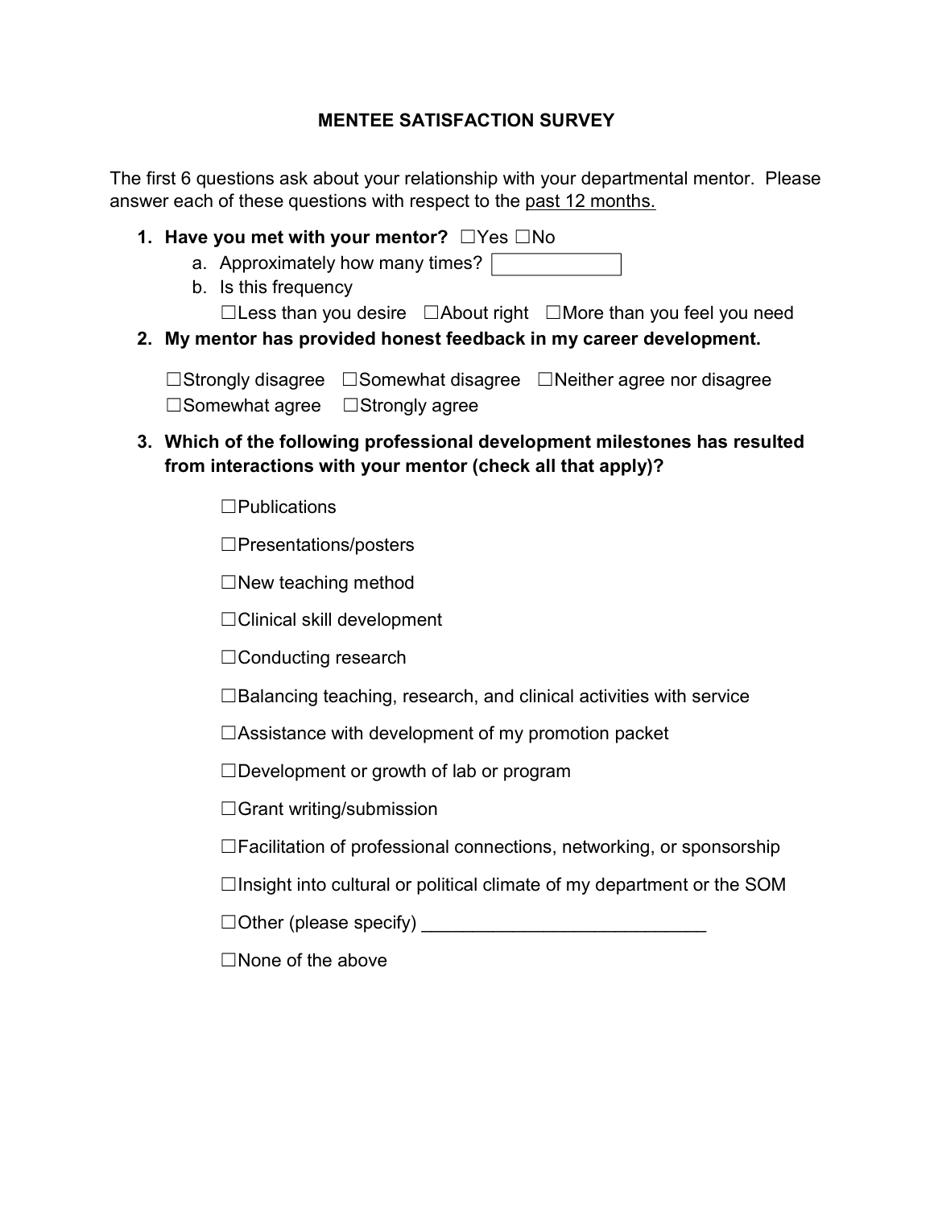## MENTEE SATISFACTION SURVEY

The first 6 questions ask about your relationship with your departmental mentor. Please answer each of these questions with respect to the past 12 months.

1. **Have you met with your mentor?** ☐Yes ☐No
   a. Approximately how many times? [ ]
   b. Is this frequency
      ☐Less than you desire ☐About right ☐More than you feel you need
2. **My mentor has provided honest feedback in my career development.**

   ☐Strongly disagree ☐Somewhat disagree ☐Neither agree nor disagree
   ☐Somewhat agree ☐Strongly agree

3. **Which of the following professional development milestones has resulted from interactions with your mentor (check all that apply)?**

   ☐Publications

   ☐Presentations/posters

   ☐New teaching method

   ☐Clinical skill development

   ☐Conducting research

   ☐Balancing teaching, research, and clinical activities with service

   ☐Assistance with development of my promotion packet

   ☐Development or growth of lab or program

   ☐Grant writing/submission

   ☐Facilitation of professional connections, networking, or sponsorship

   ☐Insight into cultural or political climate of my department or the SOM

   ☐Other (please specify) ____________________________

   ☐None of the above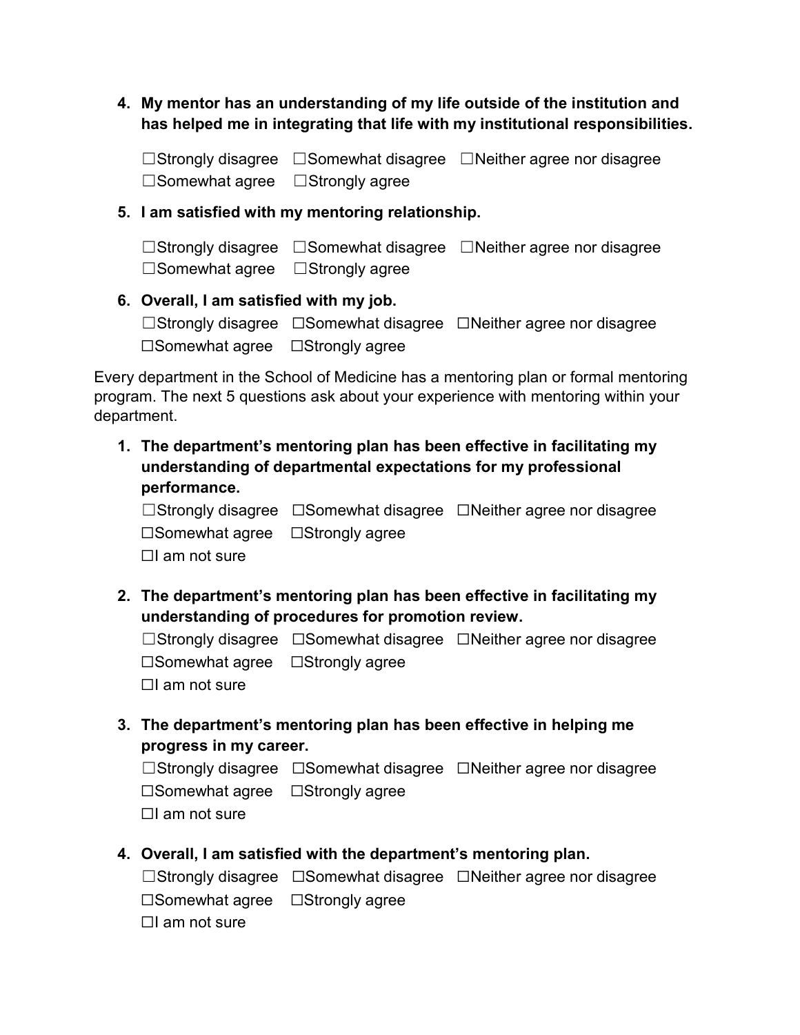4. **My mentor has an understanding of my life outside of the institution and has helped me in integrating that life with my institutional responsibilities.**

   ☐Strongly disagree ☐Somewhat disagree ☐Neither agree nor disagree
   ☐Somewhat agree ☐Strongly agree

5. **I am satisfied with my mentoring relationship.**

   ☐Strongly disagree ☐Somewhat disagree ☐Neither agree nor disagree
   ☐Somewhat agree ☐Strongly agree

6. **Overall, I am satisfied with my job.**
   ☐Strongly disagree ☐Somewhat disagree ☐Neither agree nor disagree
   ☐Somewhat agree ☐Strongly agree

Every department in the School of Medicine has a mentoring plan or formal mentoring program. The next 5 questions ask about your experience with mentoring within your department.

1. **The department's mentoring plan has been effective in facilitating my understanding of departmental expectations for my professional performance.**
   ☐Strongly disagree ☐Somewhat disagree ☐Neither agree nor disagree
   ☐Somewhat agree ☐Strongly agree
   ☐I am not sure

2. **The department's mentoring plan has been effective in facilitating my understanding of procedures for promotion review.**
   ☐Strongly disagree ☐Somewhat disagree ☐Neither agree nor disagree
   ☐Somewhat agree ☐Strongly agree
   ☐I am not sure

3. **The department's mentoring plan has been effective in helping me progress in my career.**
   ☐Strongly disagree ☐Somewhat disagree ☐Neither agree nor disagree
   ☐Somewhat agree ☐Strongly agree
   ☐I am not sure

4. **Overall, I am satisfied with the department's mentoring plan.**
   ☐Strongly disagree ☐Somewhat disagree ☐Neither agree nor disagree
   ☐Somewhat agree ☐Strongly agree
   ☐I am not sure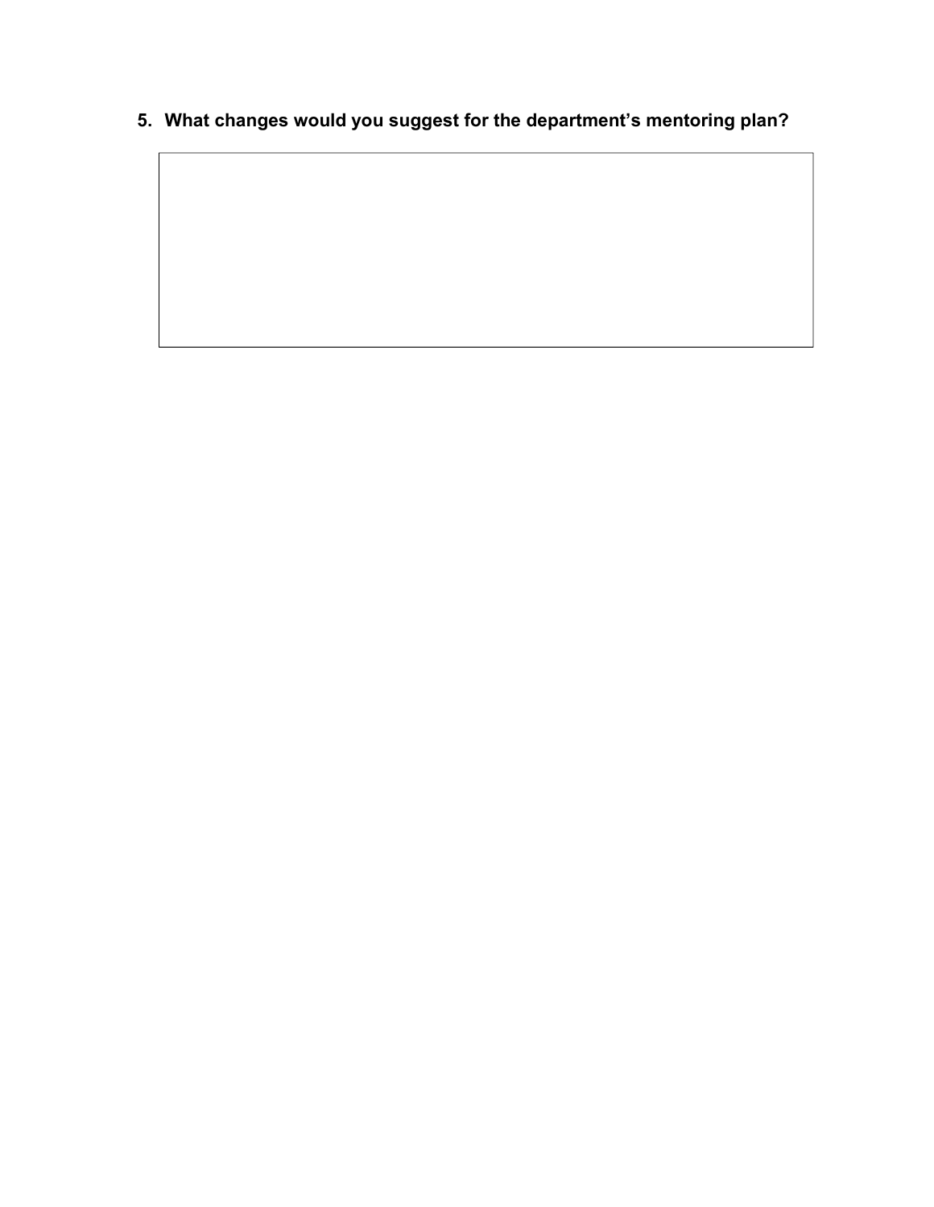5. **What changes would you suggest for the department's mentoring plan?**